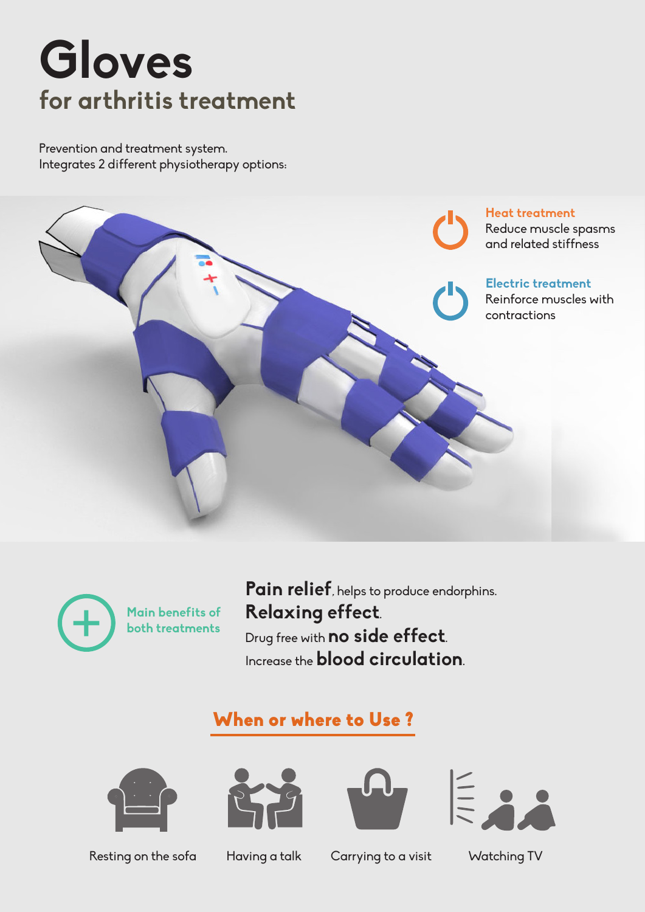# Gloves

## for arthritis treatment

Prevention and treatment system.
Integrates 2 different physiotherapy options:

**Heat treatment**
Reduce muscle spasms and related stiffness

**Electric treatment**
Reinforce muscles with contractions

**Main benefits of both treatments**

**Pain relief**, helps to produce endorphins.
**Relaxing effect**.
Drug free with **no side effect**.
Increase the **blood circulation**.

## When or where to Use ?

Resting on the sofa

Having a talk

Carrying to a visit

Watching TV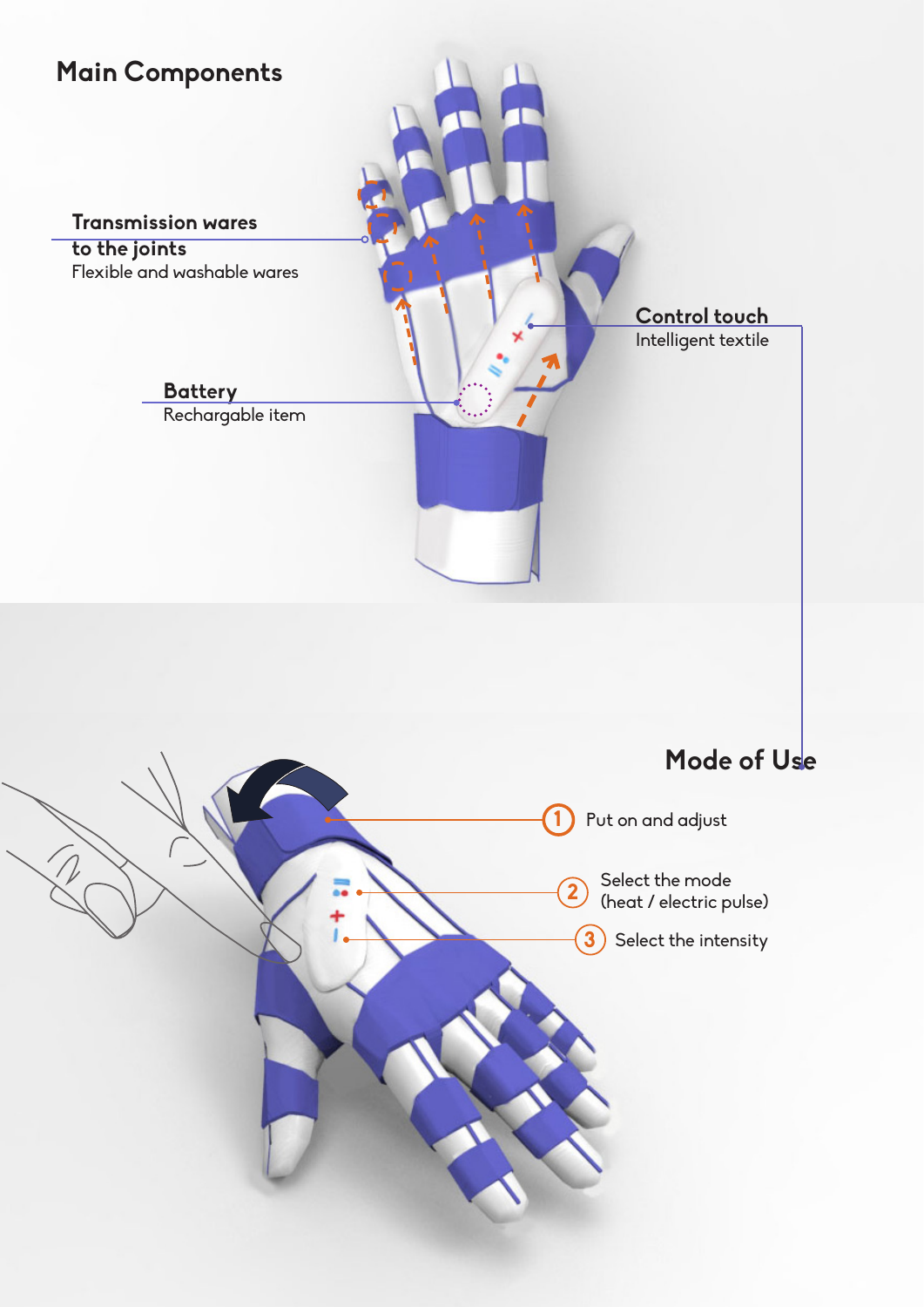## Main Components

**Transmission wares to the joints**
Flexible and washable wares

**Battery**
Rechargable item

**Control touch**
Intelligent textile

## Mode of Use

1. Put on and adjust
2. Select the mode (heat / electric pulse)
3. Select the intensity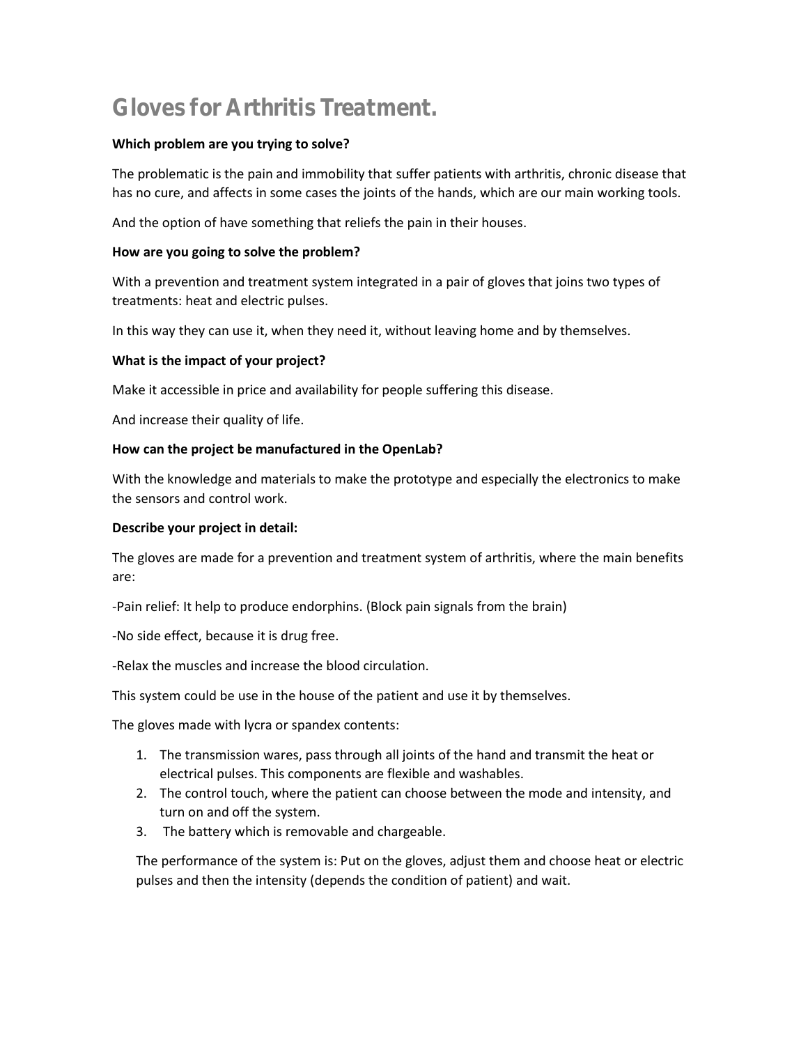# Gloves for Arthritis Treatment.

**Which problem are you trying to solve?**

The problematic is the pain and immobility that suffer patients with arthritis, chronic disease that has no cure, and affects in some cases the joints of the hands, which are our main working tools.

And the option of have something that reliefs the pain in their houses.

**How are you going to solve the problem?**

With a prevention and treatment system integrated in a pair of gloves that joins two types of treatments: heat and electric pulses.

In this way they can use it, when they need it, without leaving home and by themselves.

**What is the impact of your project?**

Make it accessible in price and availability for people suffering this disease.

And increase their quality of life.

**How can the project be manufactured in the OpenLab?**

With the knowledge and materials to make the prototype and especially the electronics to make the sensors and control work.

**Describe your project in detail:**

The gloves are made for a prevention and treatment system of arthritis, where the main benefits are:

-Pain relief: It help to produce endorphins. (Block pain signals from the brain)

-No side effect, because it is drug free.

-Relax the muscles and increase the blood circulation.

This system could be use in the house of the patient and use it by themselves.

The gloves made with lycra or spandex contents:

1. The transmission wares, pass through all joints of the hand and transmit the heat or electrical pulses. This components are flexible and washables.
2. The control touch, where the patient can choose between the mode and intensity, and turn on and off the system.
3. The battery which is removable and chargeable.

The performance of the system is: Put on the gloves, adjust them and choose heat or electric pulses and then the intensity (depends the condition of patient) and wait.